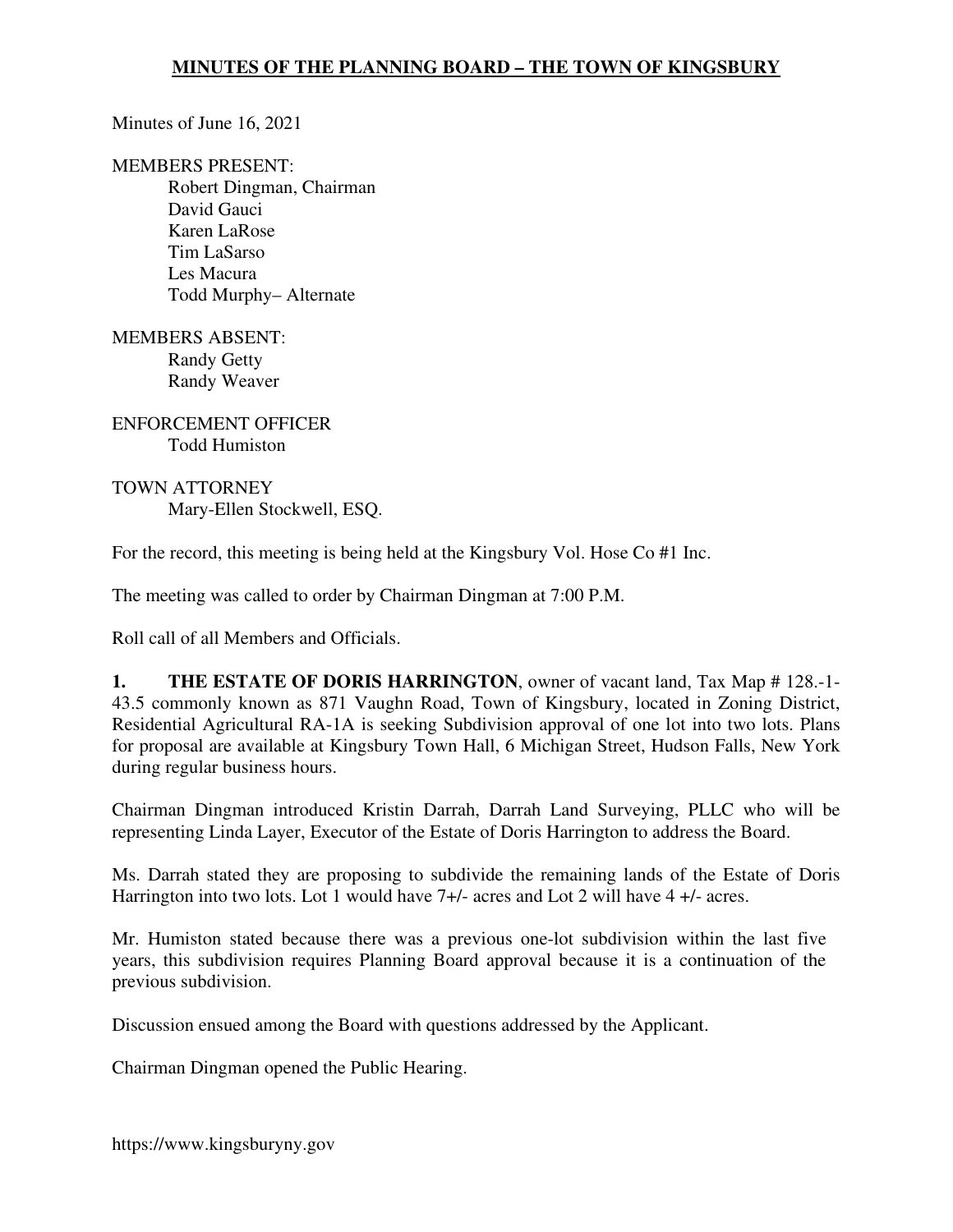# MINUTES OF THE PLANNING BOARD – THE TOWN OF KINGSBURY

Minutes of June 16, 2021

MEMBERS PRESENT:
- Robert Dingman, Chairman
- David Gauci
- Karen LaRose
- Tim LaSarso
- Les Macura
- Todd Murphy– Alternate

MEMBERS ABSENT:
- Randy Getty
- Randy Weaver

ENFORCEMENT OFFICER
- Todd Humiston

TOWN ATTORNEY
- Mary-Ellen Stockwell, ESQ.

For the record, this meeting is being held at the Kingsbury Vol. Hose Co #1 Inc.

The meeting was called to order by Chairman Dingman at 7:00 P.M.

Roll call of all Members and Officials.

**1. THE ESTATE OF DORIS HARRINGTON**, owner of vacant land, Tax Map # 128.-1-43.5 commonly known as 871 Vaughn Road, Town of Kingsbury, located in Zoning District, Residential Agricultural RA-1A is seeking Subdivision approval of one lot into two lots. Plans for proposal are available at Kingsbury Town Hall, 6 Michigan Street, Hudson Falls, New York during regular business hours.

Chairman Dingman introduced Kristin Darrah, Darrah Land Surveying, PLLC who will be representing Linda Layer, Executor of the Estate of Doris Harrington to address the Board.

Ms. Darrah stated they are proposing to subdivide the remaining lands of the Estate of Doris Harrington into two lots. Lot 1 would have 7+/- acres and Lot 2 will have 4 +/- acres.

Mr. Humiston stated because there was a previous one-lot subdivision within the last five years, this subdivision requires Planning Board approval because it is a continuation of the previous subdivision.

Discussion ensued among the Board with questions addressed by the Applicant.

Chairman Dingman opened the Public Hearing.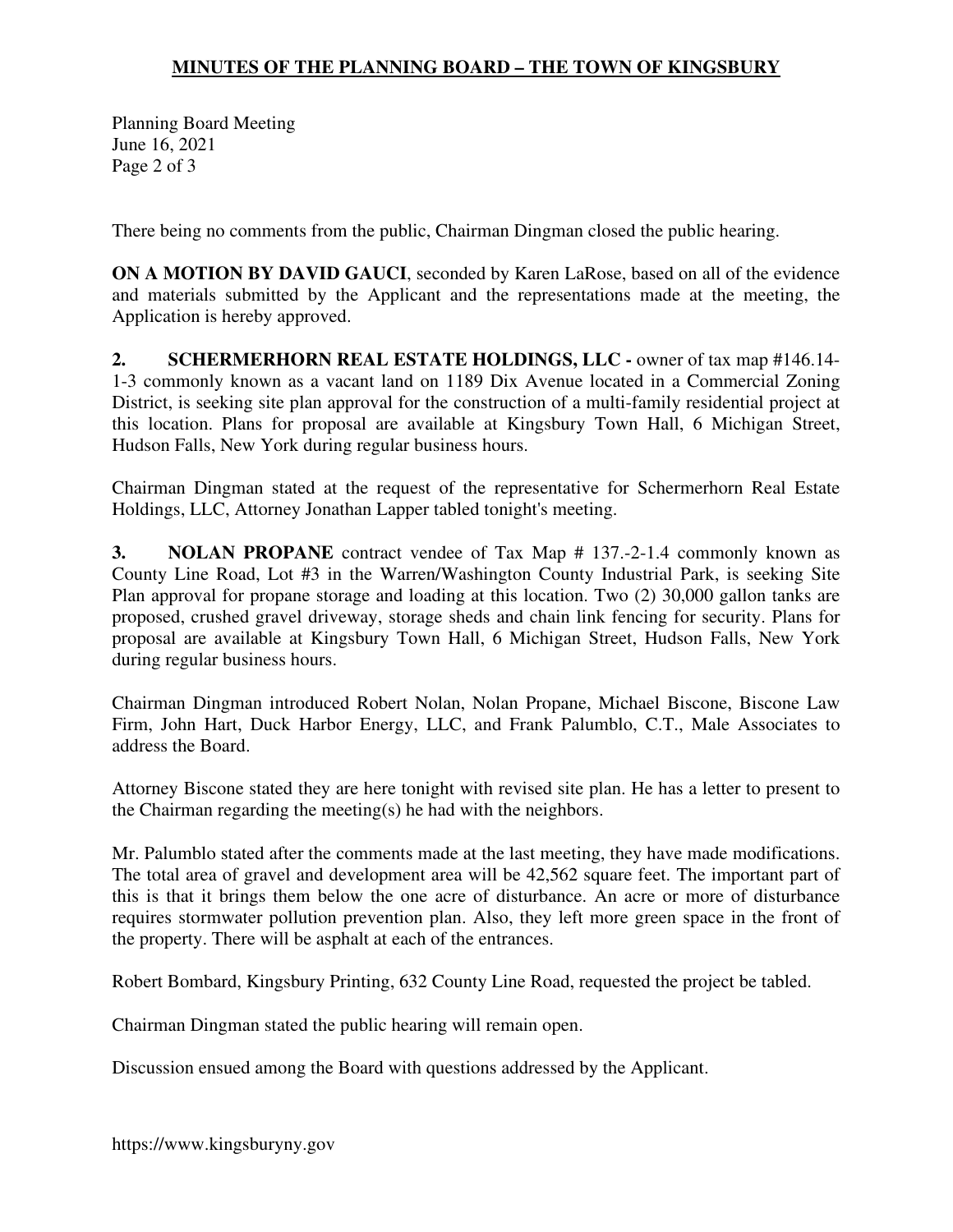There being no comments from the public, Chairman Dingman closed the public hearing.

**ON A MOTION BY DAVID GAUCI**, seconded by Karen LaRose, based on all of the evidence and materials submitted by the Applicant and the representations made at the meeting, the Application is hereby approved.

**2. SCHERMERHORN REAL ESTATE HOLDINGS, LLC -** owner of tax map #146.14-1-3 commonly known as a vacant land on 1189 Dix Avenue located in a Commercial Zoning District, is seeking site plan approval for the construction of a multi-family residential project at this location. Plans for proposal are available at Kingsbury Town Hall, 6 Michigan Street, Hudson Falls, New York during regular business hours.

Chairman Dingman stated at the request of the representative for Schermerhorn Real Estate Holdings, LLC, Attorney Jonathan Lapper tabled tonight's meeting.

**3. NOLAN PROPANE** contract vendee of Tax Map # 137.-2-1.4 commonly known as County Line Road, Lot #3 in the Warren/Washington County Industrial Park, is seeking Site Plan approval for propane storage and loading at this location. Two (2) 30,000 gallon tanks are proposed, crushed gravel driveway, storage sheds and chain link fencing for security. Plans for proposal are available at Kingsbury Town Hall, 6 Michigan Street, Hudson Falls, New York during regular business hours.

Chairman Dingman introduced Robert Nolan, Nolan Propane, Michael Biscone, Biscone Law Firm, John Hart, Duck Harbor Energy, LLC, and Frank Palumblo, C.T., Male Associates to address the Board.

Attorney Biscone stated they are here tonight with revised site plan. He has a letter to present to the Chairman regarding the meeting(s) he had with the neighbors.

Mr. Palumblo stated after the comments made at the last meeting, they have made modifications. The total area of gravel and development area will be 42,562 square feet. The important part of this is that it brings them below the one acre of disturbance. An acre or more of disturbance requires stormwater pollution prevention plan. Also, they left more green space in the front of the property. There will be asphalt at each of the entrances.

Robert Bombard, Kingsbury Printing, 632 County Line Road, requested the project be tabled.

Chairman Dingman stated the public hearing will remain open.

Discussion ensued among the Board with questions addressed by the Applicant.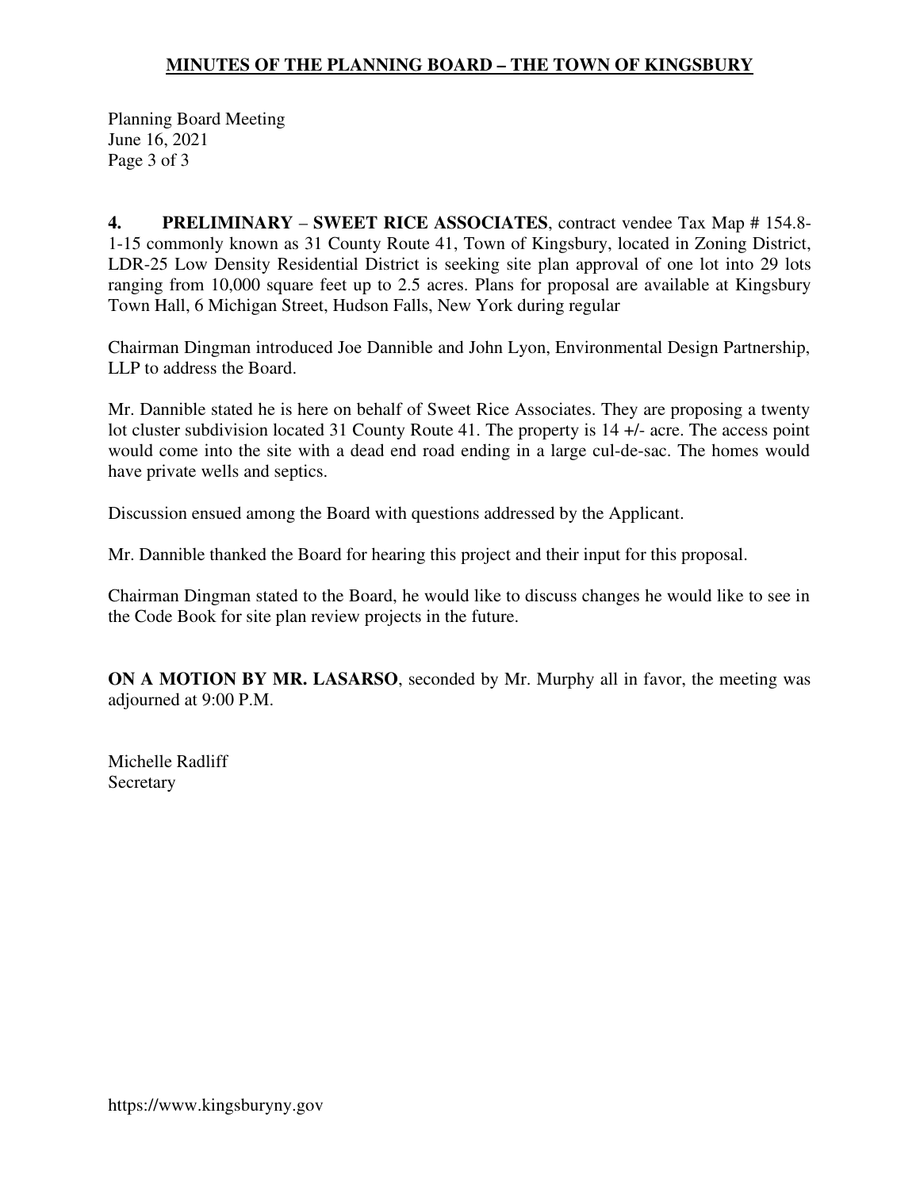# MINUTES OF THE PLANNING BOARD – THE TOWN OF KINGSBURY

Planning Board Meeting
June 16, 2021

**4. PRELIMINARY** – **SWEET RICE ASSOCIATES**, contract vendee Tax Map # 154.8-1-15 commonly known as 31 County Route 41, Town of Kingsbury, located in Zoning District, LDR-25 Low Density Residential District is seeking site plan approval of one lot into 29 lots ranging from 10,000 square feet up to 2.5 acres. Plans for proposal are available at Kingsbury Town Hall, 6 Michigan Street, Hudson Falls, New York during regular

Chairman Dingman introduced Joe Dannible and John Lyon, Environmental Design Partnership, LLP to address the Board.

Mr. Dannible stated he is here on behalf of Sweet Rice Associates. They are proposing a twenty lot cluster subdivision located 31 County Route 41. The property is 14 +/- acre. The access point would come into the site with a dead end road ending in a large cul-de-sac. The homes would have private wells and septics.

Discussion ensued among the Board with questions addressed by the Applicant.

Mr. Dannible thanked the Board for hearing this project and their input for this proposal.

Chairman Dingman stated to the Board, he would like to discuss changes he would like to see in the Code Book for site plan review projects in the future.

**ON A MOTION BY MR. LASARSO**, seconded by Mr. Murphy all in favor, the meeting was adjourned at 9:00 P.M.

Michelle Radliff
Secretary

https://www.kingsburyny.gov